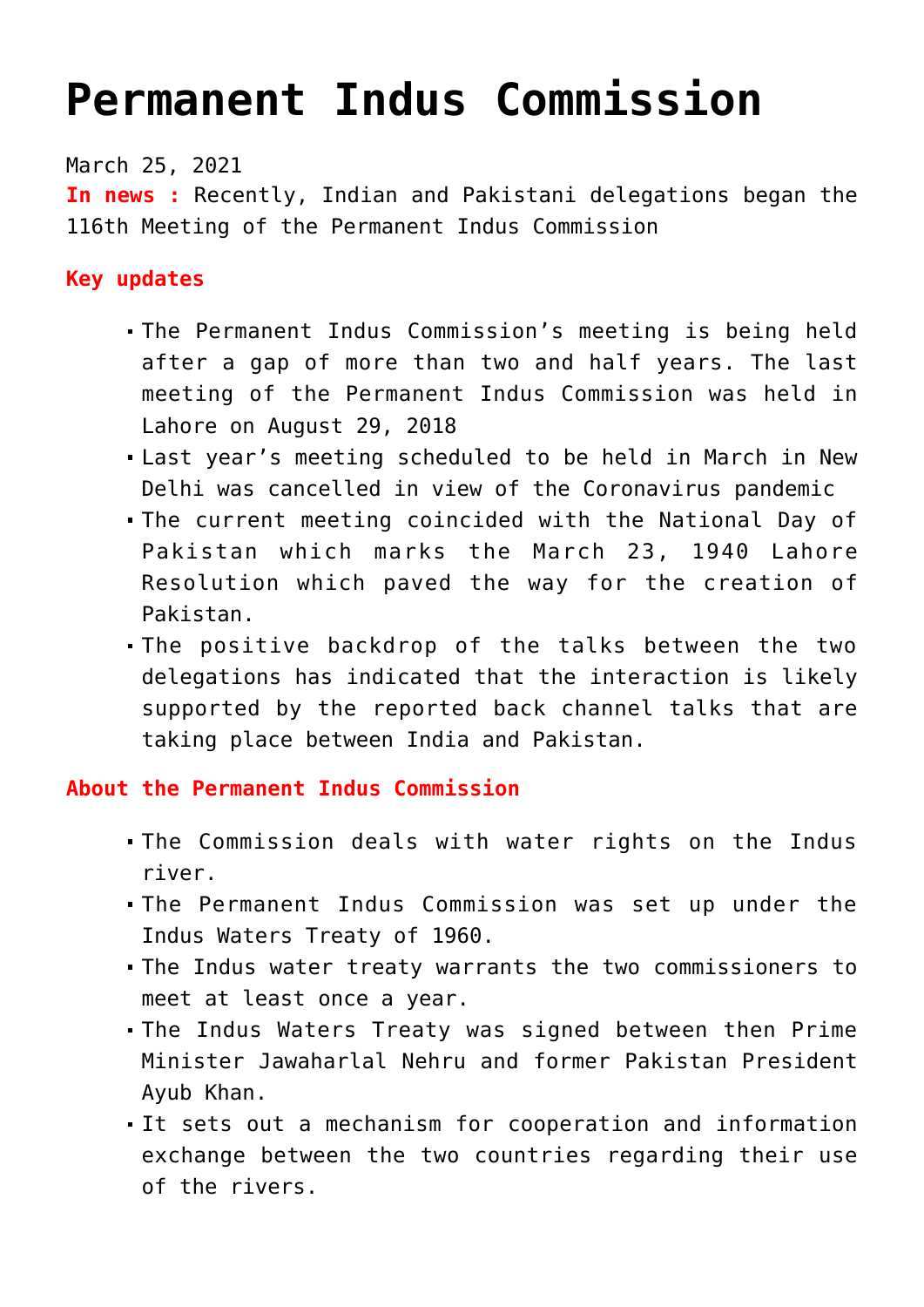# Permanent Indus Commission

March 25, 2021

**In news :** Recently, Indian and Pakistani delegations began the 116th Meeting of the Permanent Indus Commission

**Key updates**

- The Permanent Indus Commission's meeting is being held after a gap of more than two and half years. The last meeting of the Permanent Indus Commission was held in Lahore on August 29, 2018
- Last year's meeting scheduled to be held in March in New Delhi was cancelled in view of the Coronavirus pandemic
- The current meeting coincided with the National Day of Pakistan which marks the March 23, 1940 Lahore Resolution which paved the way for the creation of Pakistan.
- The positive backdrop of the talks between the two delegations has indicated that the interaction is likely supported by the reported back channel talks that are taking place between India and Pakistan.

**About the Permanent Indus Commission**

- The Commission deals with water rights on the Indus river.
- The Permanent Indus Commission was set up under the Indus Waters Treaty of 1960.
- The Indus water treaty warrants the two commissioners to meet at least once a year.
- The Indus Waters Treaty was signed between then Prime Minister Jawaharlal Nehru and former Pakistan President Ayub Khan.
- It sets out a mechanism for cooperation and information exchange between the two countries regarding their use of the rivers.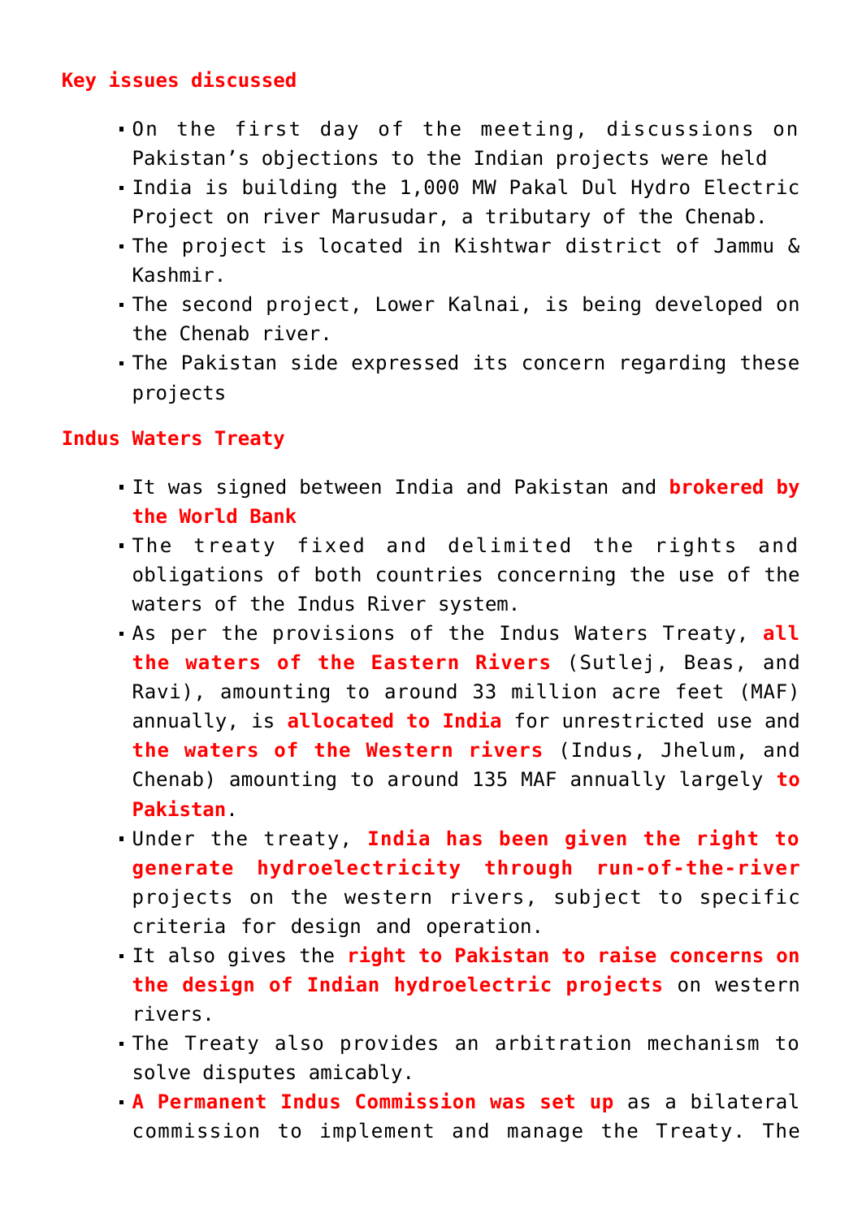**Key issues discussed**

- On the first day of the meeting, discussions on Pakistan's objections to the Indian projects were held
- India is building the 1,000 MW Pakal Dul Hydro Electric Project on river Marusudar, a tributary of the Chenab.
- The project is located in Kishtwar district of Jammu & Kashmir.
- The second project, Lower Kalnai, is being developed on the Chenab river.
- The Pakistan side expressed its concern regarding these projects

**Indus Waters Treaty**

- It was signed between India and Pakistan and **brokered by the World Bank**
- The treaty fixed and delimited the rights and obligations of both countries concerning the use of the waters of the Indus River system.
- As per the provisions of the Indus Waters Treaty, **all the waters of the Eastern Rivers** (Sutlej, Beas, and Ravi), amounting to around 33 million acre feet (MAF) annually, is **allocated to India** for unrestricted use and **the waters of the Western rivers** (Indus, Jhelum, and Chenab) amounting to around 135 MAF annually largely **to Pakistan**.
- Under the treaty, **India has been given the right to generate hydroelectricity through run-of-the-river** projects on the western rivers, subject to specific criteria for design and operation.
- It also gives the **right to Pakistan to raise concerns on the design of Indian hydroelectric projects** on western rivers.
- The Treaty also provides an arbitration mechanism to solve disputes amicably.
- **A Permanent Indus Commission was set up** as a bilateral commission to implement and manage the Treaty. The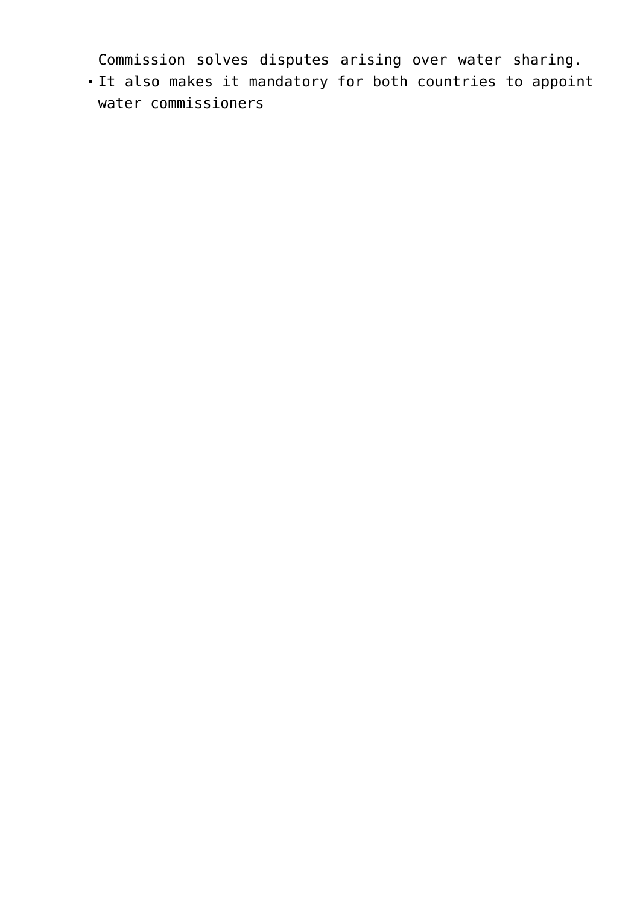Commission solves disputes arising over water sharing.

- It also makes it mandatory for both countries to appoint water commissioners